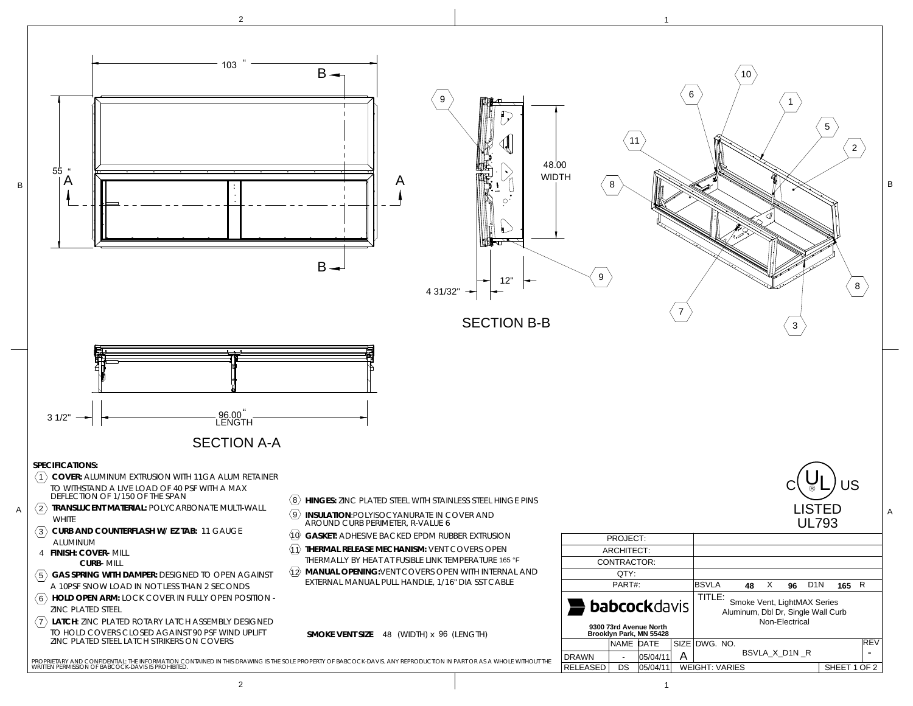103"

55"

A — A

B — B

48.00 WIDTH

12"

4 31/32"

SECTION B-B

3 1/2"

96.00" LENGTH

SECTION A-A

**SPECIFICATIONS:**

1. **COVER:** ALUMINUM EXTRUSION WITH 11GA ALUM RETAINER TO WITHSTAND A LIVE LOAD OF 40 PSF WITH A MAX DEFLECTION OF 1/150 OF THE SPAN
2. **TRANSLUCENT MATERIAL:** POLYCARBONATE MULTI-WALL WHITE
3. **CURB AND COUNTERFLASH W/ EZ TAB:** 11 GAUGE ALUMINUM
4. **FINISH: COVER-** MILL **CURB-** MILL
5. **GAS SPRING WITH DAMPER:** DESIGNED TO OPEN AGAINST A 10PSF SNOW LOAD IN NOT LESS THAN 2 SECONDS
6. **HOLD OPEN ARM:** LOCK COVER IN FULLY OPEN POSITION - ZINC PLATED STEEL
7. **LATCH:** ZINC PLATED ROTARY LATCH ASSEMBLY DESIGNED TO HOLD COVERS CLOSED AGAINST 90 PSF WIND UPLIFT ZINC PLATED STEEL LATCH STRIKERS ON COVERS
8. **HINGES:** ZINC PLATED STEEL WITH STAINLESS STEEL HINGE PINS
9. **INSULATION:** POLYISOCYANURATE IN COVER AND AROUND CURB PERIMETER, R-VALUE 6
10. **GASKET:** ADHESIVE BACKED EPDM RUBBER EXTRUSION
11. **THERMAL RELEASE MECHANISM:** VENT COVERS OPEN THERMALLY BY HEAT AT FUSIBLE LINK TEMPERATURE 165 °F
12. **MANUAL OPENING:** VENT COVERS OPEN WITH INTERNAL AND EXTERNAL MANUAL PULL HANDLE, 1/16" DIA SST CABLE

**SMOKE VENT SIZE** 48 (WIDTH) x 96 (LENGTH)

c UL US LISTED UL793

| | |
|---|---|
| PROJECT: | |
| ARCHITECT: | |
| CONTRACTOR: | |
| QTY: | |
| PART#: | BSVLA 48 X 96 D1N 165 R |

**babcockdavis**
9300 73rd Avenue North
Brooklyn Park, MN 55428

TITLE: Smoke Vent, LightMAX Series Aluminum, Dbl Dr, Single Wall Curb Non-Electrical

| | NAME | DATE | SIZE | DWG. NO. | REV |
|---|---|---|---|---|---|
| DRAWN | - | 05/04/11 | A | BSVLA_X_D1N _R | - |
| RELEASED | DS | 05/04/11 | WEIGHT: VARIES | SHEET 1 OF 2 | |

PROPRIETARY AND CONFIDENTIAL: THE INFORMATION CONTAINED IN THIS DRAWING IS THE SOLE PROPERTY OF BABCOCK-DAVIS. ANY REPRODUCTION IN PART OR AS A WHOLE WITHOUT THE WRITTEN PERMISSION OF BABCOCK-DAVIS IS PROHIBITED.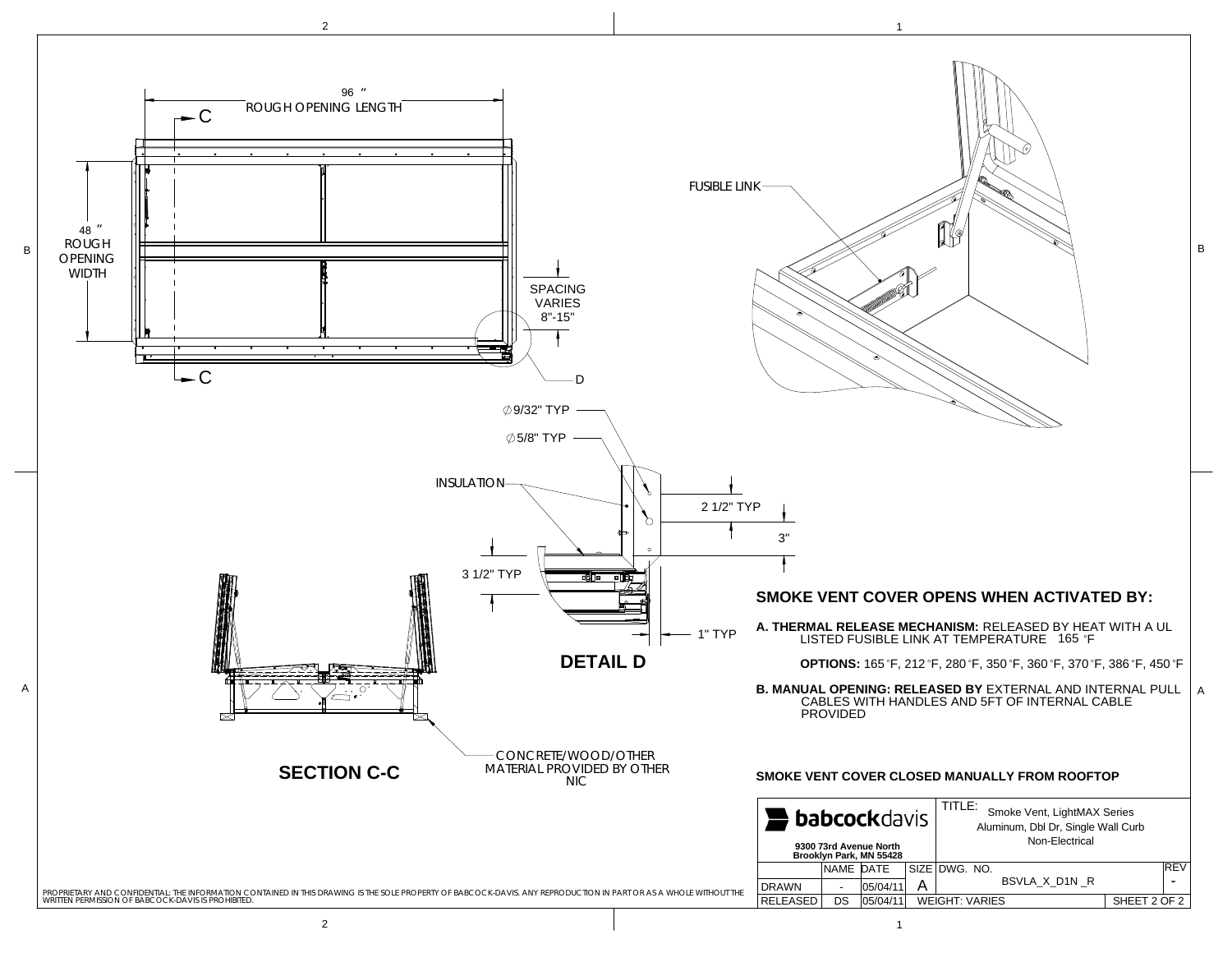96 "
ROUGH OPENING LENGTH

48 "
ROUGH OPENING WIDTH

SPACING VARIES 8"-15"

C

C

D

FUSIBLE LINK

∅9/32" TYP

∅5/8" TYP

INSULATION

2 1/2" TYP

3"

3 1/2" TYP

1" TYP

**DETAIL D**

**SECTION C-C**

CONCRETE/WOOD/OTHER MATERIAL PROVIDED BY OTHER NIC

## SMOKE VENT COVER OPENS WHEN ACTIVATED BY:

**A. THERMAL RELEASE MECHANISM:** RELEASED BY HEAT WITH A UL LISTED FUSIBLE LINK AT TEMPERATURE 165 °F

**OPTIONS:** 165 °F, 212 °F, 280 °F, 350 °F, 360 °F, 370 °F, 386 °F, 450 °F

**B. MANUAL OPENING: RELEASED BY** EXTERNAL AND INTERNAL PULL CABLES WITH HANDLES AND 5FT OF INTERNAL CABLE PROVIDED

**SMOKE VENT COVER CLOSED MANUALLY FROM ROOFTOP**

PROPRIETARY AND CONFIDENTIAL: THE INFORMATION CONTAINED IN THIS DRAWING IS THE SOLE PROPERTY OF BABCOCK-DAVIS. ANY REPRODUCTION IN PART OR AS A WHOLE WITHOUT THE WRITTEN PERMISSION OF BABCOCK-DAVIS IS PROHIBITED.

| | | | | |
|---|---|---|---|---|
| **babcock**davis 9300 73rd Avenue North Brooklyn Park, MN 55428 | | | | TITLE: Smoke Vent, LightMAX Series Aluminum, Dbl Dr, Single Wall Curb Non-Electrical |
| | NAME | DATE | SIZE | DWG. NO. BSVLA_X_D1N _R — REV - |
| DRAWN | - | 05/04/11 | A | |
| RELEASED | DS | 05/04/11 | WEIGHT: VARIES | SHEET 2 OF 2 |